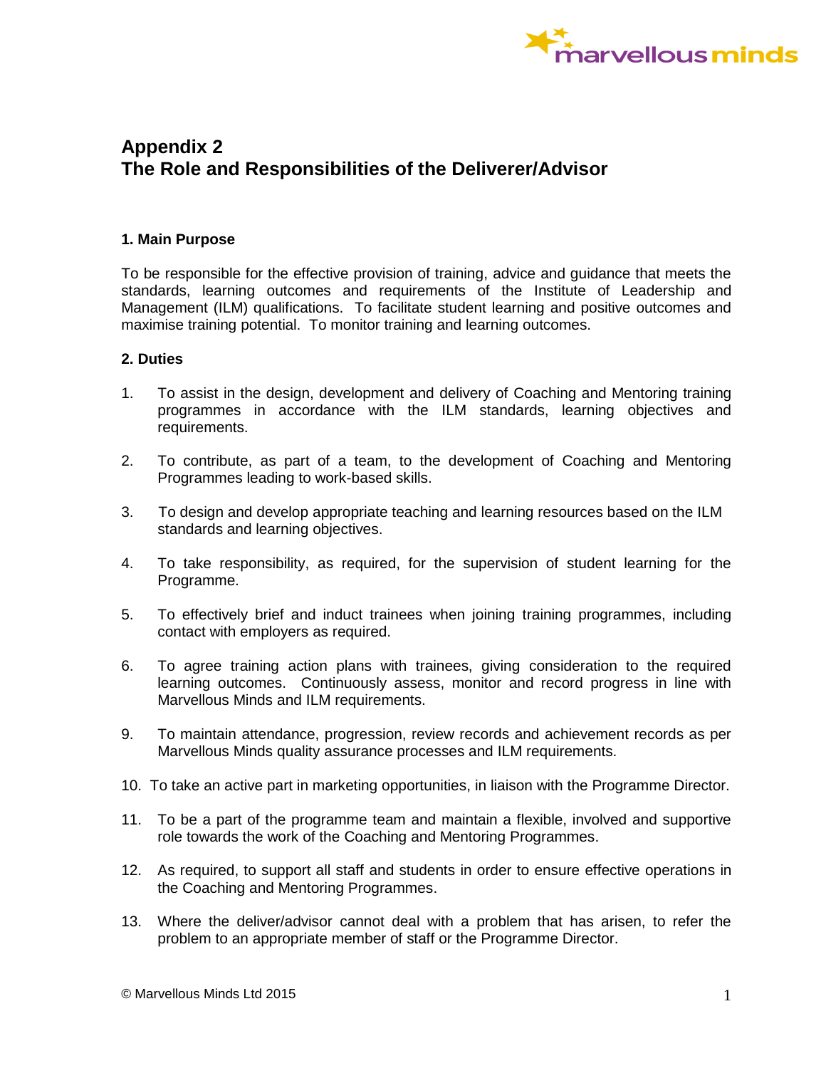# Appendix 2
# The Role and Responsibilities of the Deliverer/Advisor

### 1. Main Purpose

To be responsible for the effective provision of training, advice and guidance that meets the standards, learning outcomes and requirements of the Institute of Leadership and Management (ILM) qualifications. To facilitate student learning and positive outcomes and maximise training potential. To monitor training and learning outcomes.

### 2. Duties

1. To assist in the design, development and delivery of Coaching and Mentoring training programmes in accordance with the ILM standards, learning objectives and requirements.

2. To contribute, as part of a team, to the development of Coaching and Mentoring Programmes leading to work-based skills.

3. To design and develop appropriate teaching and learning resources based on the ILM standards and learning objectives.

4. To take responsibility, as required, for the supervision of student learning for the Programme.

5. To effectively brief and induct trainees when joining training programmes, including contact with employers as required.

6. To agree training action plans with trainees, giving consideration to the required learning outcomes. Continuously assess, monitor and record progress in line with Marvellous Minds and ILM requirements.

9. To maintain attendance, progression, review records and achievement records as per Marvellous Minds quality assurance processes and ILM requirements.

10. To take an active part in marketing opportunities, in liaison with the Programme Director.

11. To be a part of the programme team and maintain a flexible, involved and supportive role towards the work of the Coaching and Mentoring Programmes.

12. As required, to support all staff and students in order to ensure effective operations in the Coaching and Mentoring Programmes.

13. Where the deliver/advisor cannot deal with a problem that has arisen, to refer the problem to an appropriate member of staff or the Programme Director.

© Marvellous Minds Ltd 2015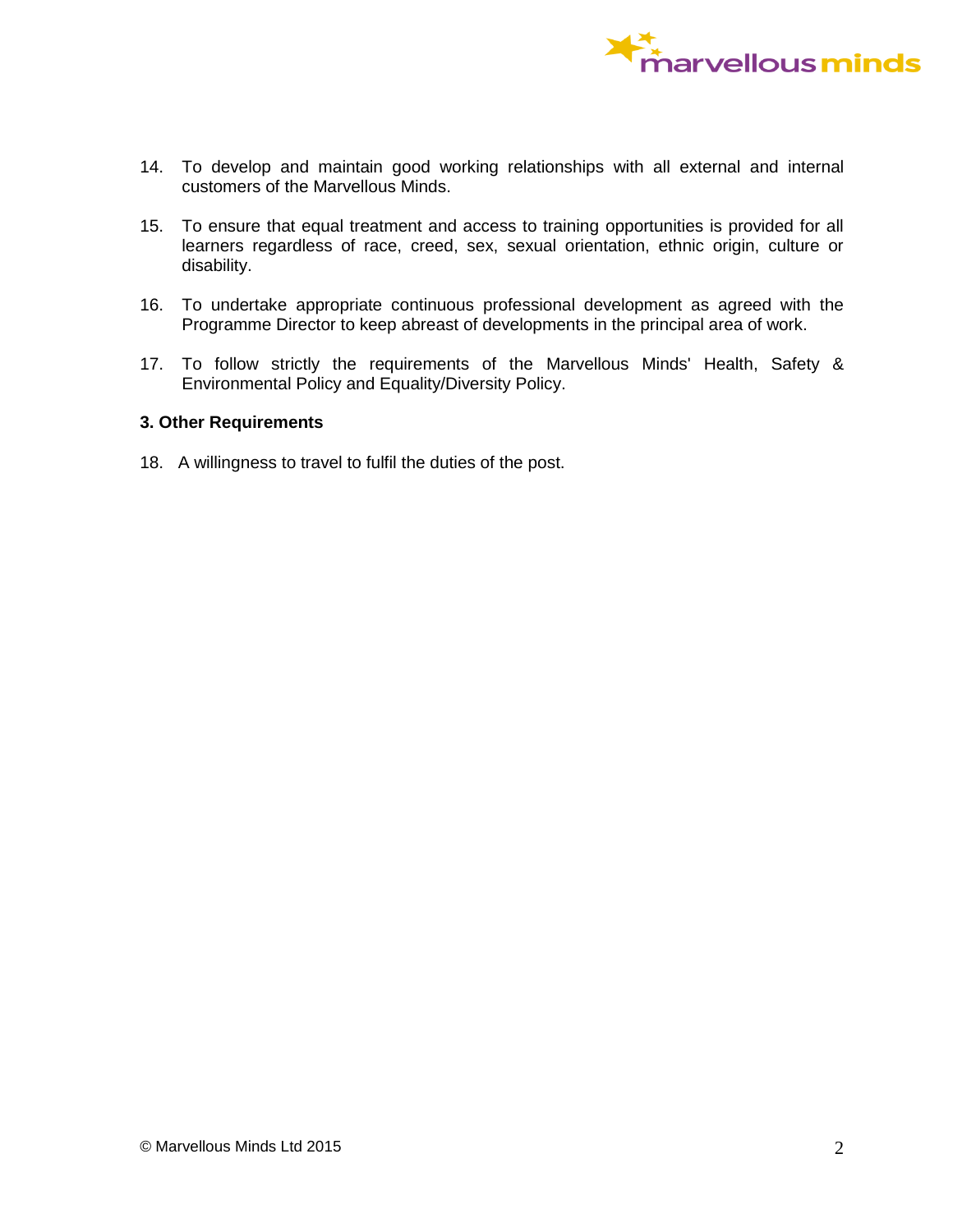14. To develop and maintain good working relationships with all external and internal customers of the Marvellous Minds.

15. To ensure that equal treatment and access to training opportunities is provided for all learners regardless of race, creed, sex, sexual orientation, ethnic origin, culture or disability.

16. To undertake appropriate continuous professional development as agreed with the Programme Director to keep abreast of developments in the principal area of work.

17. To follow strictly the requirements of the Marvellous Minds' Health, Safety & Environmental Policy and Equality/Diversity Policy.

**3. Other Requirements**

18. A willingness to travel to fulfil the duties of the post.

© Marvellous Minds Ltd 2015